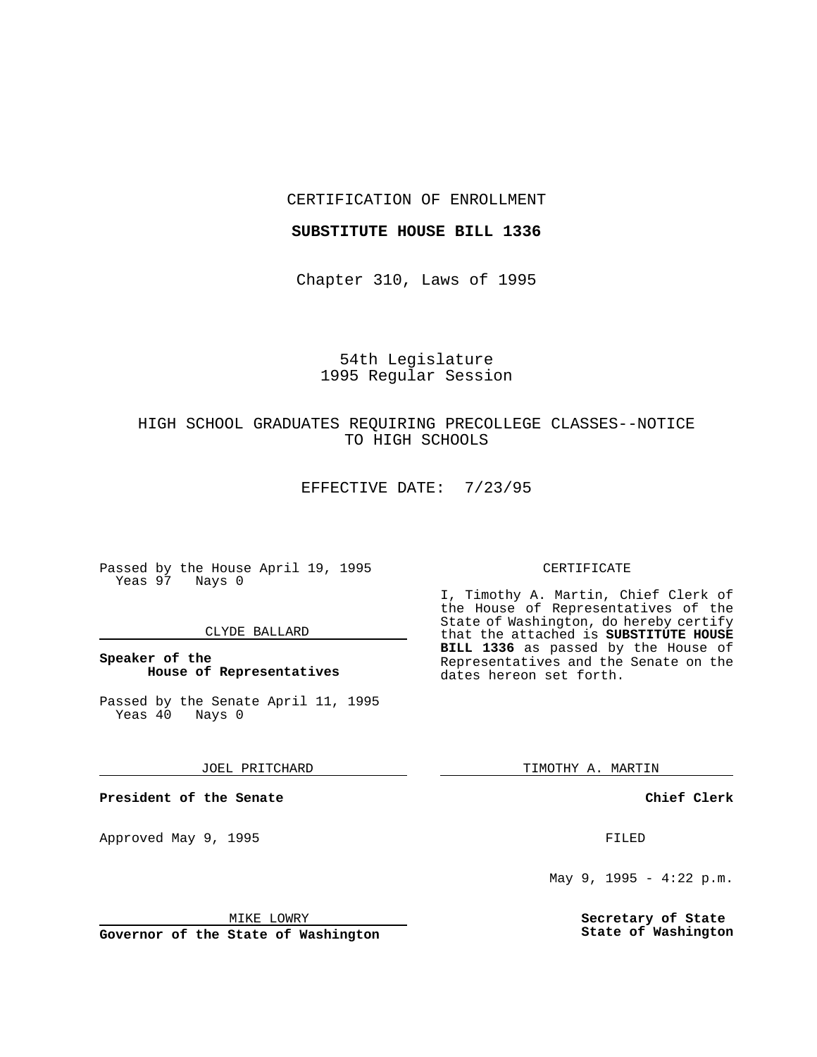CERTIFICATION OF ENROLLMENT

**SUBSTITUTE HOUSE BILL 1336**

Chapter 310, Laws of 1995

54th Legislature
1995 Regular Session

HIGH SCHOOL GRADUATES REQUIRING PRECOLLEGE CLASSES--NOTICE TO HIGH SCHOOLS

EFFECTIVE DATE: 7/23/95

Passed by the House April 19, 1995
Yeas 97 Nays 0

CLYDE BALLARD

**Speaker of the House of Representatives**

Passed by the Senate April 11, 1995
Yeas 40 Nays 0

JOEL PRITCHARD

**President of the Senate**

Approved May 9, 1995

MIKE LOWRY

**Governor of the State of Washington**

CERTIFICATE

I, Timothy A. Martin, Chief Clerk of the House of Representatives of the State of Washington, do hereby certify that the attached is **SUBSTITUTE HOUSE BILL 1336** as passed by the House of Representatives and the Senate on the dates hereon set forth.

TIMOTHY A. MARTIN

**Chief Clerk**

FILED

May 9, 1995 - 4:22 p.m.

**Secretary of State**
**State of Washington**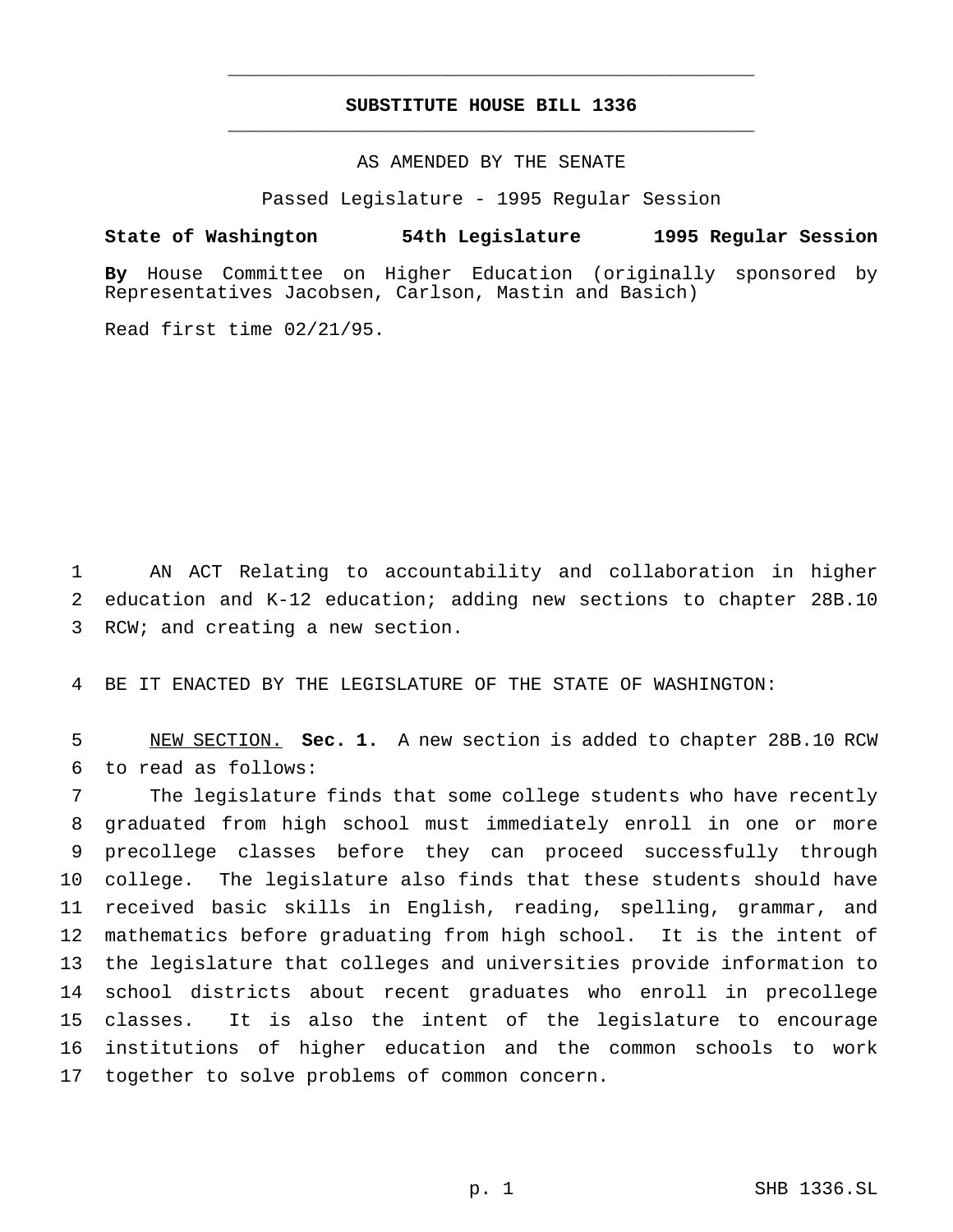# SUBSTITUTE HOUSE BILL 1336

AS AMENDED BY THE SENATE

Passed Legislature - 1995 Regular Session

**State of Washington 54th Legislature 1995 Regular Session**

**By** House Committee on Higher Education (originally sponsored by Representatives Jacobsen, Carlson, Mastin and Basich)

Read first time 02/21/95.

AN ACT Relating to accountability and collaboration in higher education and K-12 education; adding new sections to chapter 28B.10 RCW; and creating a new section.

BE IT ENACTED BY THE LEGISLATURE OF THE STATE OF WASHINGTON:

NEW SECTION. **Sec. 1.** A new section is added to chapter 28B.10 RCW to read as follows:

The legislature finds that some college students who have recently graduated from high school must immediately enroll in one or more precollege classes before they can proceed successfully through college. The legislature also finds that these students should have received basic skills in English, reading, spelling, grammar, and mathematics before graduating from high school. It is the intent of the legislature that colleges and universities provide information to school districts about recent graduates who enroll in precollege classes. It is also the intent of the legislature to encourage institutions of higher education and the common schools to work together to solve problems of common concern.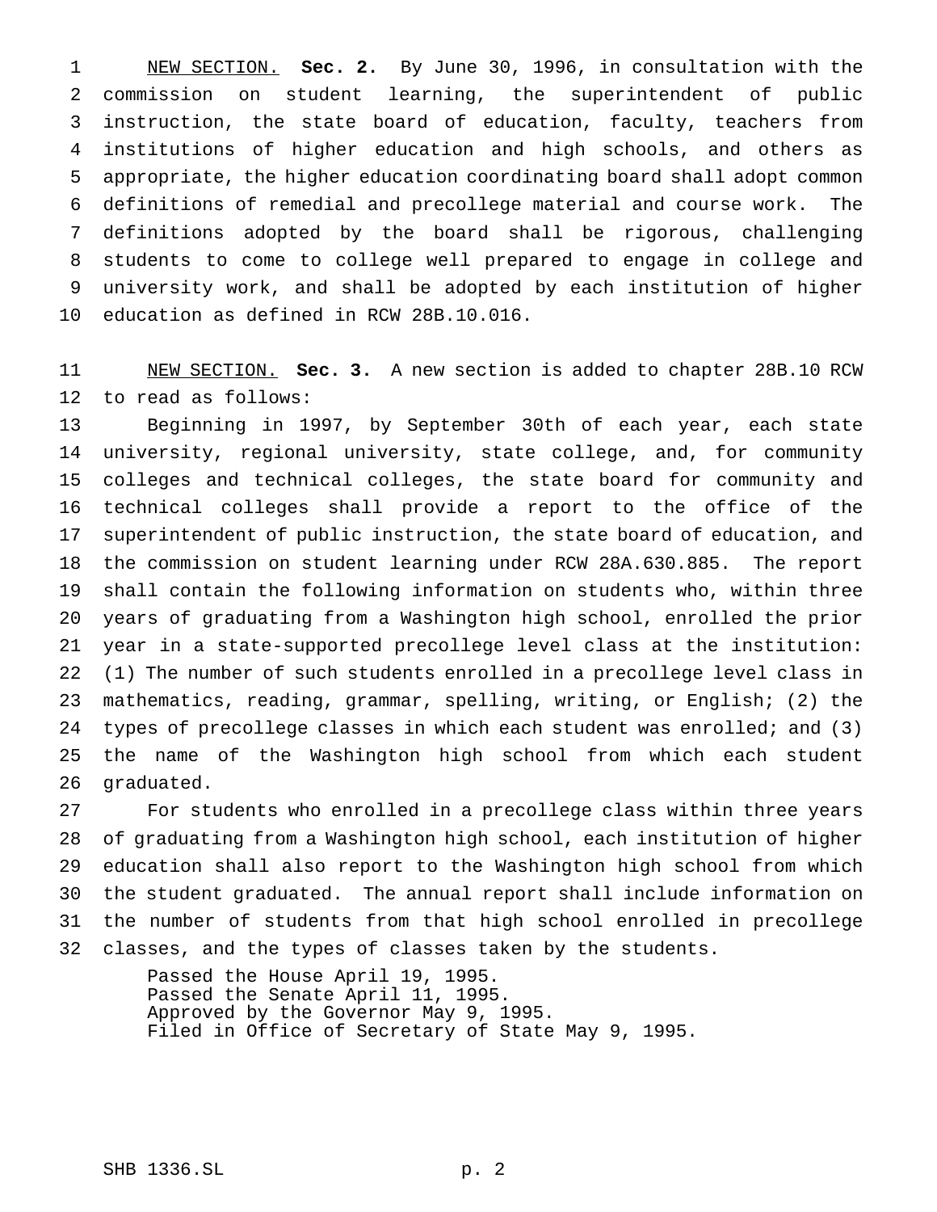NEW SECTION. **Sec. 2.** By June 30, 1996, in consultation with the commission on student learning, the superintendent of public instruction, the state board of education, faculty, teachers from institutions of higher education and high schools, and others as appropriate, the higher education coordinating board shall adopt common definitions of remedial and precollege material and course work. The definitions adopted by the board shall be rigorous, challenging students to come to college well prepared to engage in college and university work, and shall be adopted by each institution of higher education as defined in RCW 28B.10.016.

NEW SECTION. **Sec. 3.** A new section is added to chapter 28B.10 RCW to read as follows:

Beginning in 1997, by September 30th of each year, each state university, regional university, state college, and, for community colleges and technical colleges, the state board for community and technical colleges shall provide a report to the office of the superintendent of public instruction, the state board of education, and the commission on student learning under RCW 28A.630.885. The report shall contain the following information on students who, within three years of graduating from a Washington high school, enrolled the prior year in a state-supported precollege level class at the institution: (1) The number of such students enrolled in a precollege level class in mathematics, reading, grammar, spelling, writing, or English; (2) the types of precollege classes in which each student was enrolled; and (3) the name of the Washington high school from which each student graduated.

For students who enrolled in a precollege class within three years of graduating from a Washington high school, each institution of higher education shall also report to the Washington high school from which the student graduated. The annual report shall include information on the number of students from that high school enrolled in precollege classes, and the types of classes taken by the students.

Passed the House April 19, 1995.
Passed the Senate April 11, 1995.
Approved by the Governor May 9, 1995.
Filed in Office of Secretary of State May 9, 1995.